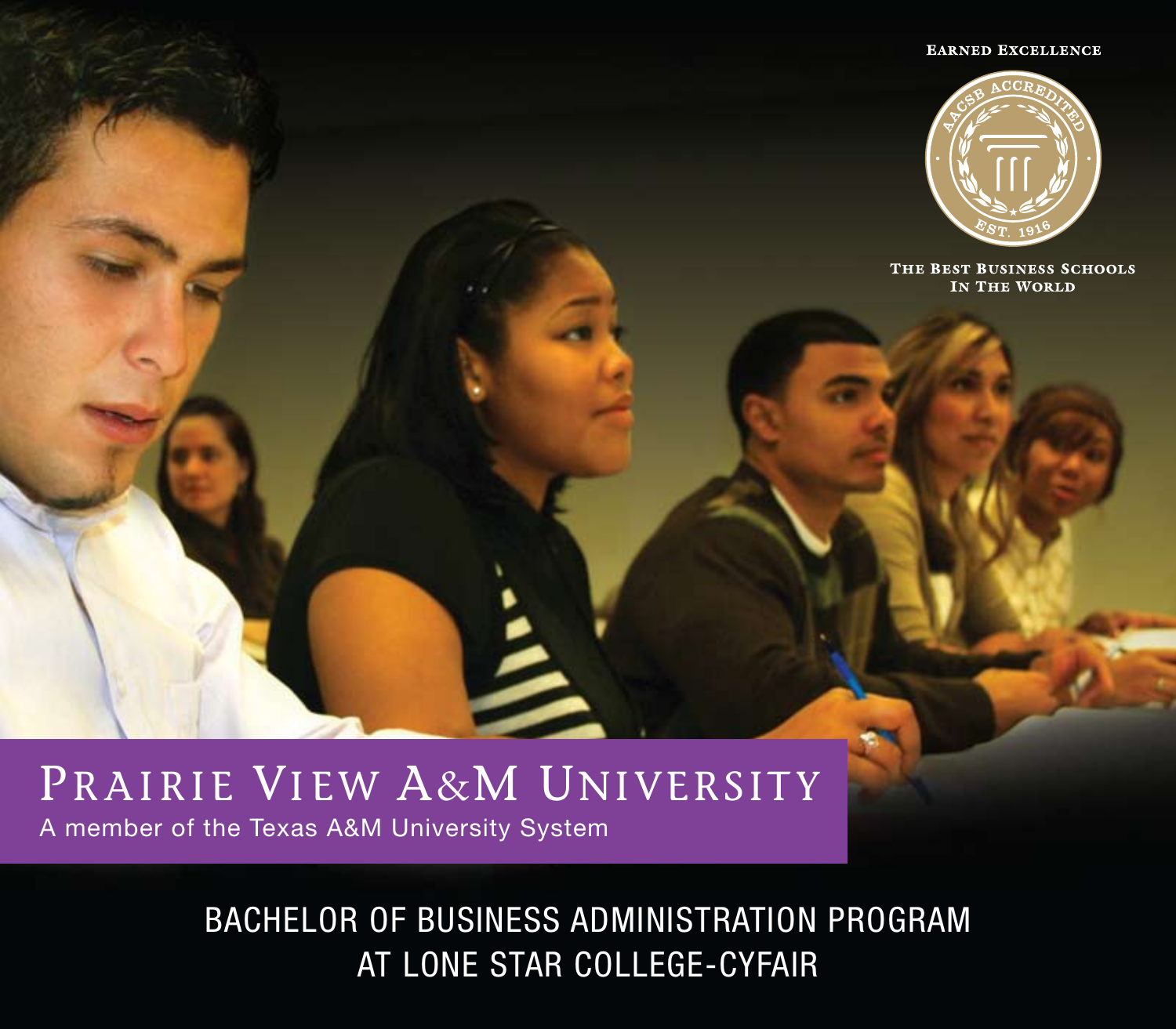EARNED EXCELLENCE

AACSB ACCREDITED

EST. 1916

THE BEST BUSINESS SCHOOLS IN THE WORLD

# PRAIRIE VIEW A&M UNIVERSITY

A member of the Texas A&M University System

## BACHELOR OF BUSINESS ADMINISTRATION PROGRAM AT LONE STAR COLLEGE-CYFAIR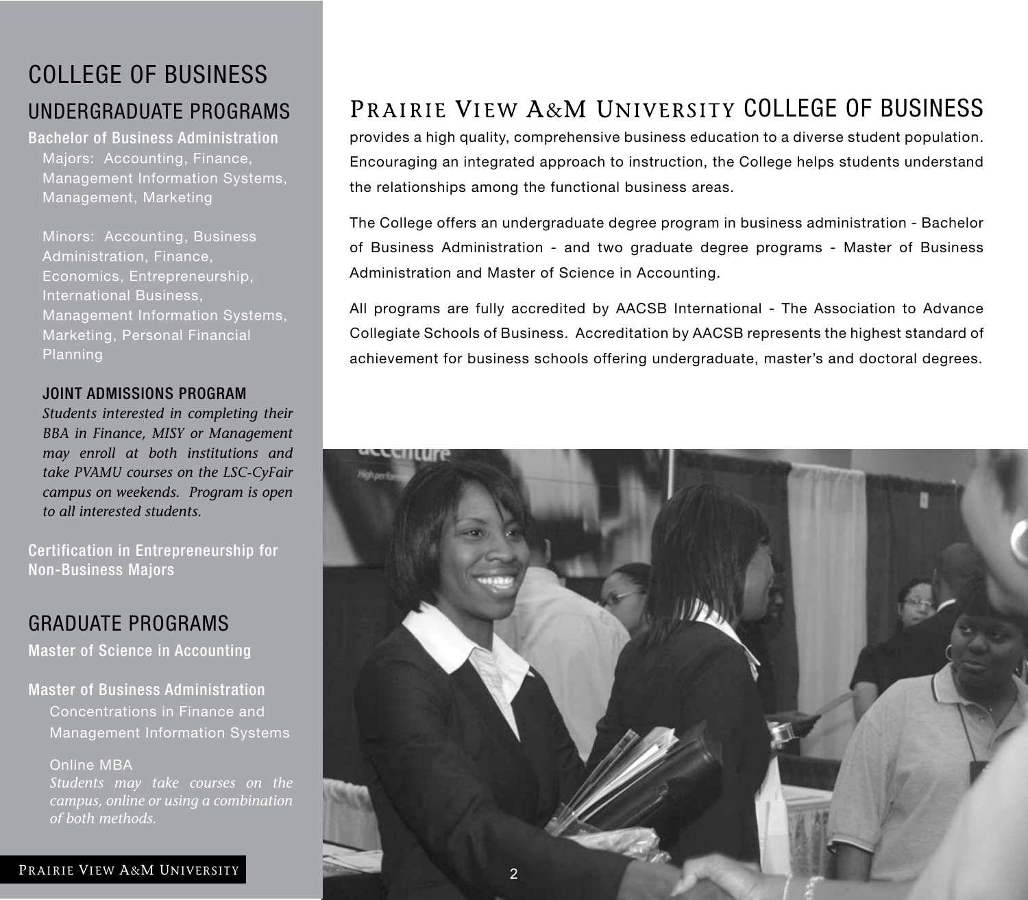# COLLEGE OF BUSINESS

## UNDERGRADUATE PROGRAMS

**Bachelor of Business Administration**

Majors: Accounting, Finance, Management Information Systems, Management, Marketing

Minors: Accounting, Business Administration, Finance, Economics, Entrepreneurship, International Business, Management Information Systems, Marketing, Personal Financial Planning

### JOINT ADMISSIONS PROGRAM

*Students interested in completing their BBA in Finance, MISY or Management may enroll at both institutions and take PVAMU courses on the LSC-CyFair campus on weekends. Program is open to all interested students.*

**Certification in Entrepreneurship for Non-Business Majors**

## GRADUATE PROGRAMS

**Master of Science in Accounting**

**Master of Business Administration**

Concentrations in Finance and Management Information Systems

Online MBA

*Students may take courses on the campus, online or using a combination of both methods.*

## PRAIRIE VIEW A&M UNIVERSITY COLLEGE OF BUSINESS

provides a high quality, comprehensive business education to a diverse student population. Encouraging an integrated approach to instruction, the College helps students understand the relationships among the functional business areas.

The College offers an undergraduate degree program in business administration - Bachelor of Business Administration - and two graduate degree programs - Master of Business Administration and Master of Science in Accounting.

All programs are fully accredited by AACSB International - The Association to Advance Collegiate Schools of Business. Accreditation by AACSB represents the highest standard of achievement for business schools offering undergraduate, master's and doctoral degrees.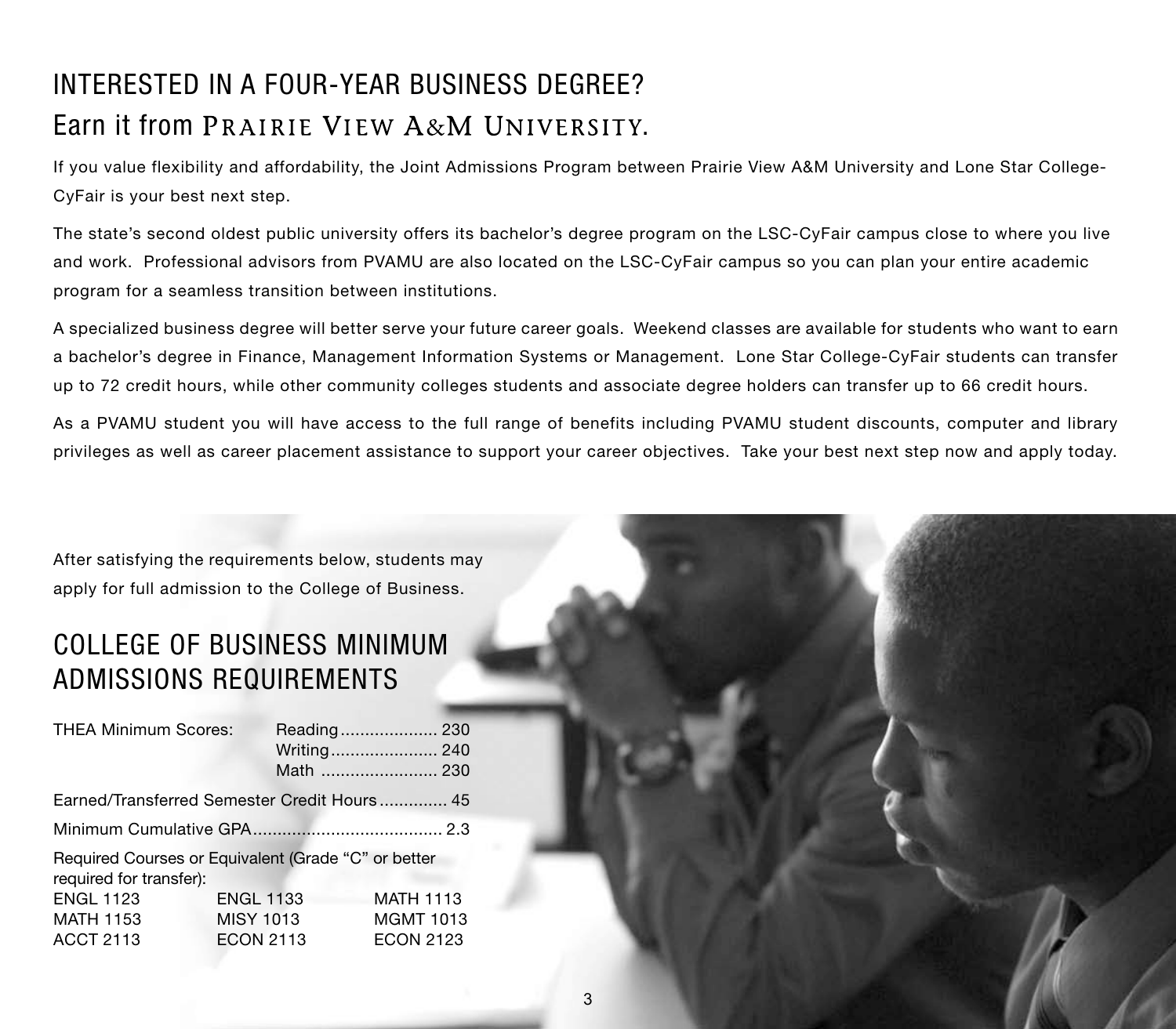# INTERESTED IN A FOUR-YEAR BUSINESS DEGREE?

## Earn it from PRAIRIE VIEW A&M UNIVERSITY.

If you value flexibility and affordability, the Joint Admissions Program between Prairie View A&M University and Lone Star College-CyFair is your best next step.

The state's second oldest public university offers its bachelor's degree program on the LSC-CyFair campus close to where you live and work. Professional advisors from PVAMU are also located on the LSC-CyFair campus so you can plan your entire academic program for a seamless transition between institutions.

A specialized business degree will better serve your future career goals. Weekend classes are available for students who want to earn a bachelor's degree in Finance, Management Information Systems or Management. Lone Star College-CyFair students can transfer up to 72 credit hours, while other community colleges students and associate degree holders can transfer up to 66 credit hours.

As a PVAMU student you will have access to the full range of benefits including PVAMU student discounts, computer and library privileges as well as career placement assistance to support your career objectives. Take your best next step now and apply today.

After satisfying the requirements below, students may apply for full admission to the College of Business.

## COLLEGE OF BUSINESS MINIMUM ADMISSIONS REQUIREMENTS

THEA Minimum Scores:
- Reading .................... 230
- Writing ...................... 240
- Math ........................ 230

Earned/Transferred Semester Credit Hours .............. 45

Minimum Cumulative GPA ....................................... 2.3

Required Courses or Equivalent (Grade "C" or better required for transfer):

| | | |
|---|---|---|
| ENGL 1123 | ENGL 1133 | MATH 1113 |
| MATH 1153 | MISY 1013 | MGMT 1013 |
| ACCT 2113 | ECON 2113 | ECON 2123 |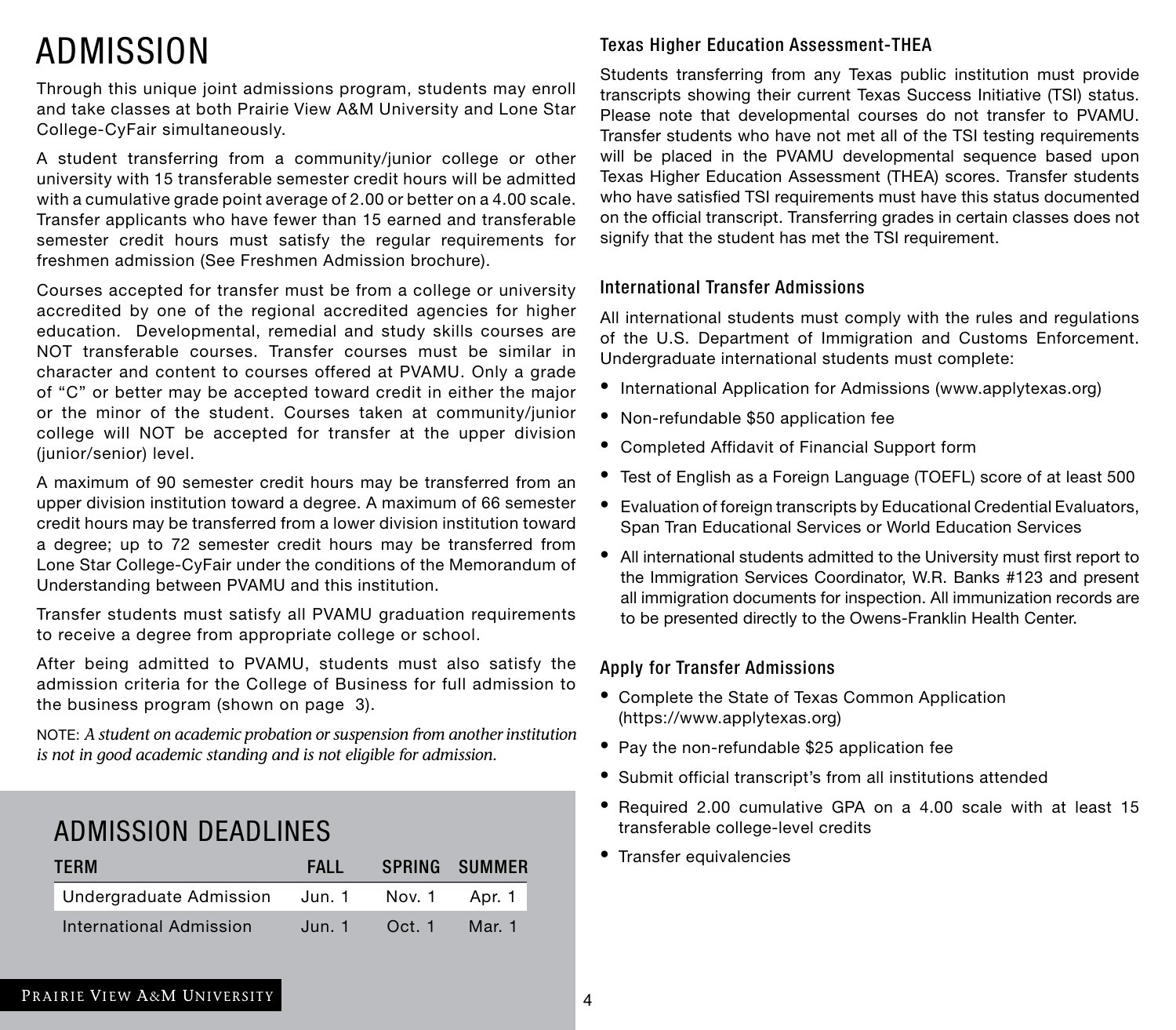# ADMISSION

Through this unique joint admissions program, students may enroll and take classes at both Prairie View A&M University and Lone Star College-CyFair simultaneously.

A student transferring from a community/junior college or other university with 15 transferable semester credit hours will be admitted with a cumulative grade point average of 2.00 or better on a 4.00 scale. Transfer applicants who have fewer than 15 earned and transferable semester credit hours must satisfy the regular requirements for freshmen admission (See Freshmen Admission brochure).

Courses accepted for transfer must be from a college or university accredited by one of the regional accredited agencies for higher education. Developmental, remedial and study skills courses are NOT transferable courses. Transfer courses must be similar in character and content to courses offered at PVAMU. Only a grade of "C" or better may be accepted toward credit in either the major or the minor of the student. Courses taken at community/junior college will NOT be accepted for transfer at the upper division (junior/senior) level.

A maximum of 90 semester credit hours may be transferred from an upper division institution toward a degree. A maximum of 66 semester credit hours may be transferred from a lower division institution toward a degree; up to 72 semester credit hours may be transferred from Lone Star College-CyFair under the conditions of the Memorandum of Understanding between PVAMU and this institution.

Transfer students must satisfy all PVAMU graduation requirements to receive a degree from appropriate college or school.

After being admitted to PVAMU, students must also satisfy the admission criteria for the College of Business for full admission to the business program (shown on page 3).

NOTE: *A student on academic probation or suspension from another institution is not in good academic standing and is not eligible for admission.*

## ADMISSION DEADLINES

| TERM | FALL | SPRING | SUMMER |
|---|---|---|---|
| Undergraduate Admission | Jun. 1 | Nov. 1 | Apr. 1 |
| International Admission | Jun. 1 | Oct. 1 | Mar. 1 |

### Texas Higher Education Assessment-THEA

Students transferring from any Texas public institution must provide transcripts showing their current Texas Success Initiative (TSI) status. Please note that developmental courses do not transfer to PVAMU. Transfer students who have not met all of the TSI testing requirements will be placed in the PVAMU developmental sequence based upon Texas Higher Education Assessment (THEA) scores. Transfer students who have satisfied TSI requirements must have this status documented on the official transcript. Transferring grades in certain classes does not signify that the student has met the TSI requirement.

### International Transfer Admissions

All international students must comply with the rules and regulations of the U.S. Department of Immigration and Customs Enforcement. Undergraduate international students must complete:

- International Application for Admissions (www.applytexas.org)
- Non-refundable $50 application fee
- Completed Affidavit of Financial Support form
- Test of English as a Foreign Language (TOEFL) score of at least 500
- Evaluation of foreign transcripts by Educational Credential Evaluators, Span Tran Educational Services or World Education Services
- All international students admitted to the University must first report to the Immigration Services Coordinator, W.R. Banks #123 and present all immigration documents for inspection. All immunization records are to be presented directly to the Owens-Franklin Health Center.

### Apply for Transfer Admissions

- Complete the State of Texas Common Application (https://www.applytexas.org)
- Pay the non-refundable $25 application fee
- Submit official transcript's from all institutions attended
- Required 2.00 cumulative GPA on a 4.00 scale with at least 15 transferable college-level credits
- Transfer equivalencies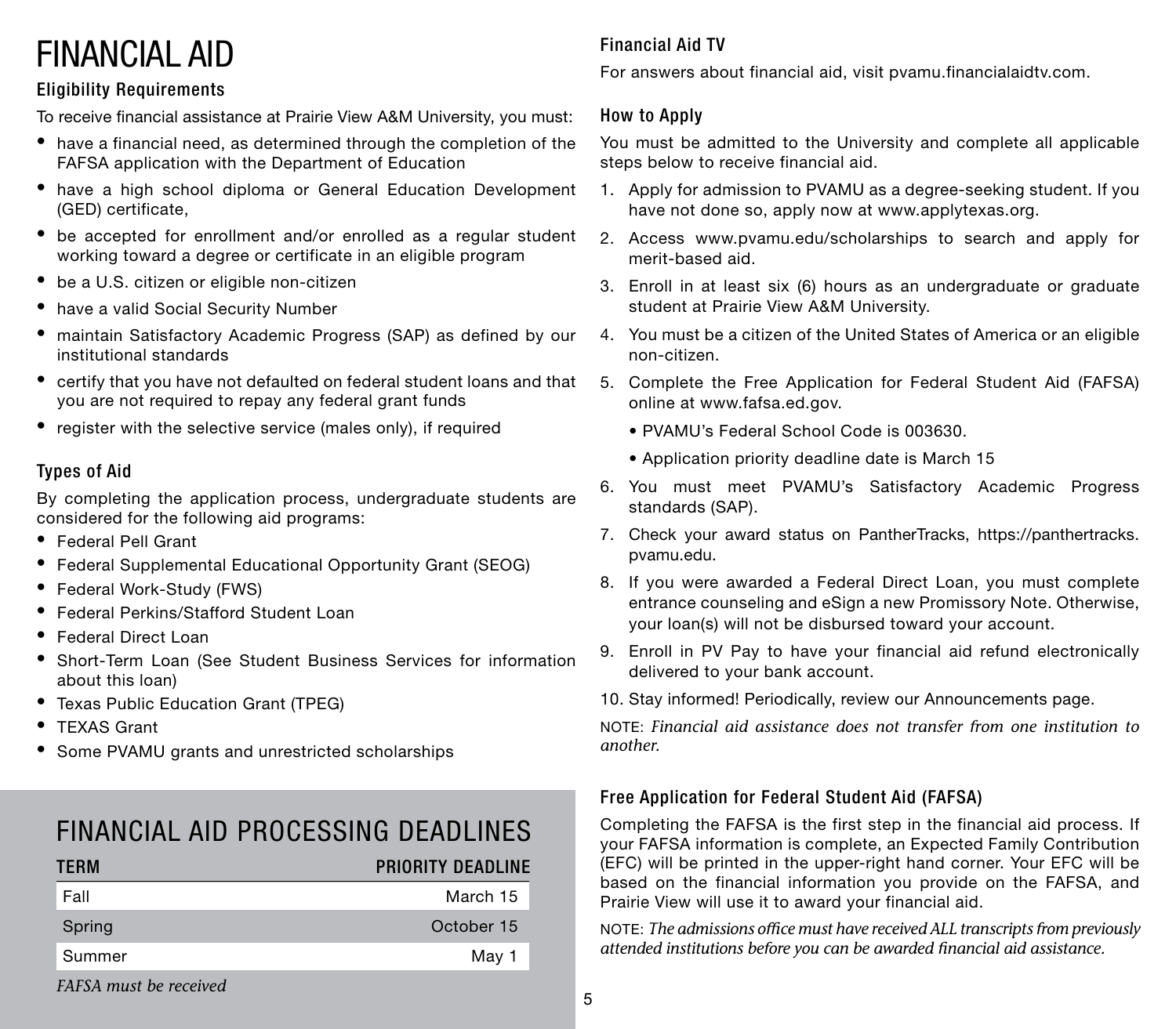# FINANCIAL AID

## Eligibility Requirements

To receive financial assistance at Prairie View A&M University, you must:

- have a financial need, as determined through the completion of the FAFSA application with the Department of Education
- have a high school diploma or General Education Development (GED) certificate,
- be accepted for enrollment and/or enrolled as a regular student working toward a degree or certificate in an eligible program
- be a U.S. citizen or eligible non-citizen
- have a valid Social Security Number
- maintain Satisfactory Academic Progress (SAP) as defined by our institutional standards
- certify that you have not defaulted on federal student loans and that you are not required to repay any federal grant funds
- register with the selective service (males only), if required

## Types of Aid

By completing the application process, undergraduate students are considered for the following aid programs:

- Federal Pell Grant
- Federal Supplemental Educational Opportunity Grant (SEOG)
- Federal Work-Study (FWS)
- Federal Perkins/Stafford Student Loan
- Federal Direct Loan
- Short-Term Loan (See Student Business Services for information about this loan)
- Texas Public Education Grant (TPEG)
- TEXAS Grant
- Some PVAMU grants and unrestricted scholarships

# FINANCIAL AID PROCESSING DEADLINES

| TERM | PRIORITY DEADLINE |
|---|---|
| Fall | March 15 |
| Spring | October 15 |
| Summer | May 1 |

*FAFSA must be received*

## Financial Aid TV

For answers about financial aid, visit pvamu.financialaidtv.com.

## How to Apply

You must be admitted to the University and complete all applicable steps below to receive financial aid.

1. Apply for admission to PVAMU as a degree-seeking student. If you have not done so, apply now at www.applytexas.org.
2. Access www.pvamu.edu/scholarships to search and apply for merit-based aid.
3. Enroll in at least six (6) hours as an undergraduate or graduate student at Prairie View A&M University.
4. You must be a citizen of the United States of America or an eligible non-citizen.
5. Complete the Free Application for Federal Student Aid (FAFSA) online at www.fafsa.ed.gov.
   - PVAMU's Federal School Code is 003630.
   - Application priority deadline date is March 15
6. You must meet PVAMU's Satisfactory Academic Progress standards (SAP).
7. Check your award status on PantherTracks, https://panthertracks.pvamu.edu.
8. If you were awarded a Federal Direct Loan, you must complete entrance counseling and eSign a new Promissory Note. Otherwise, your loan(s) will not be disbursed toward your account.
9. Enroll in PV Pay to have your financial aid refund electronically delivered to your bank account.
10. Stay informed! Periodically, review our Announcements page.

NOTE: *Financial aid assistance does not transfer from one institution to another.*

## Free Application for Federal Student Aid (FAFSA)

Completing the FAFSA is the first step in the financial aid process. If your FAFSA information is complete, an Expected Family Contribution (EFC) will be printed in the upper-right hand corner. Your EFC will be based on the financial information you provide on the FAFSA, and Prairie View will use it to award your financial aid.

NOTE: *The admissions office must have received ALL transcripts from previously attended institutions before you can be awarded financial aid assistance.*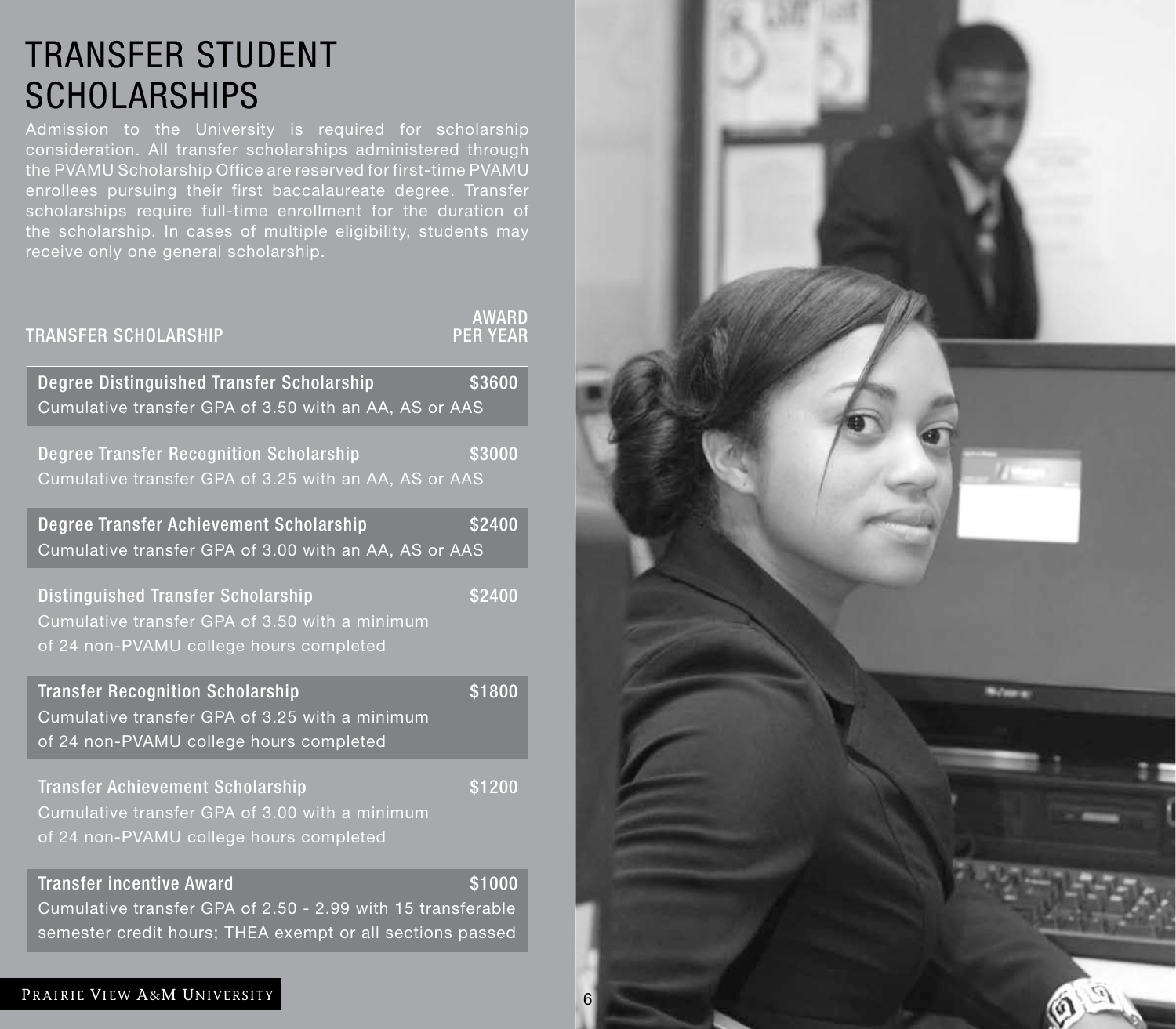# TRANSFER STUDENT SCHOLARSHIPS

Admission to the University is required for scholarship consideration. All transfer scholarships administered through the PVAMU Scholarship Office are reserved for first-time PVAMU enrollees pursuing their first baccalaureate degree. Transfer scholarships require full-time enrollment for the duration of the scholarship. In cases of multiple eligibility, students may receive only one general scholarship.

| TRANSFER SCHOLARSHIP | AWARD PER YEAR |
| --- | --- |
| **Degree Distinguished Transfer Scholarship**<br>Cumulative transfer GPA of 3.50 with an AA, AS or AAS | $3600 |
| **Degree Transfer Recognition Scholarship**<br>Cumulative transfer GPA of 3.25 with an AA, AS or AAS | $3000 |
| **Degree Transfer Achievement Scholarship**<br>Cumulative transfer GPA of 3.00 with an AA, AS or AAS | $2400 |
| **Distinguished Transfer Scholarship**<br>Cumulative transfer GPA of 3.50 with a minimum of 24 non-PVAMU college hours completed | $2400 |
| **Transfer Recognition Scholarship**<br>Cumulative transfer GPA of 3.25 with a minimum of 24 non-PVAMU college hours completed | $1800 |
| **Transfer Achievement Scholarship**<br>Cumulative transfer GPA of 3.00 with a minimum of 24 non-PVAMU college hours completed | $1200 |
| **Transfer incentive Award**<br>Cumulative transfer GPA of 2.50 - 2.99 with 15 transferable semester credit hours; THEA exempt or all sections passed | $1000 |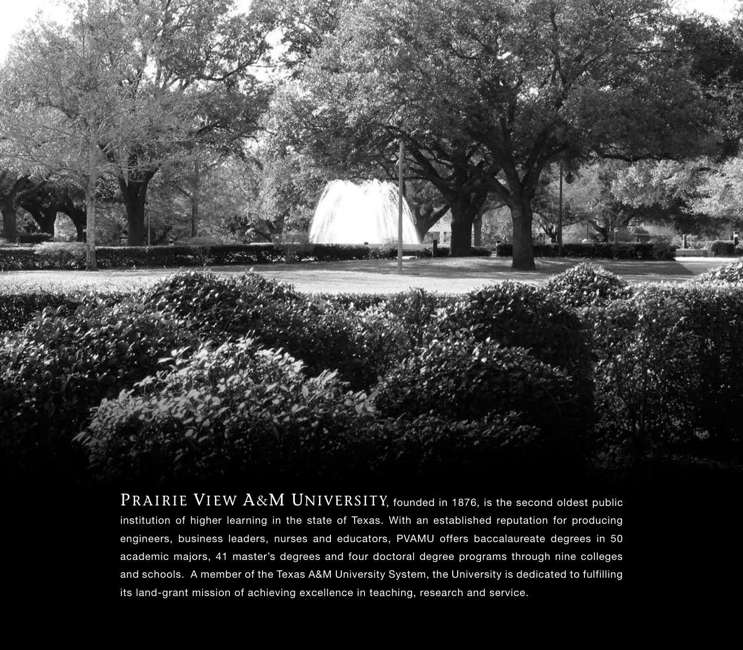PRAIRIE VIEW A&M UNIVERSITY, founded in 1876, is the second oldest public institution of higher learning in the state of Texas. With an established reputation for producing engineers, business leaders, nurses and educators, PVAMU offers baccalaureate degrees in 50 academic majors, 41 master's degrees and four doctoral degree programs through nine colleges and schools. A member of the Texas A&M University System, the University is dedicated to fulfilling its land-grant mission of achieving excellence in teaching, research and service.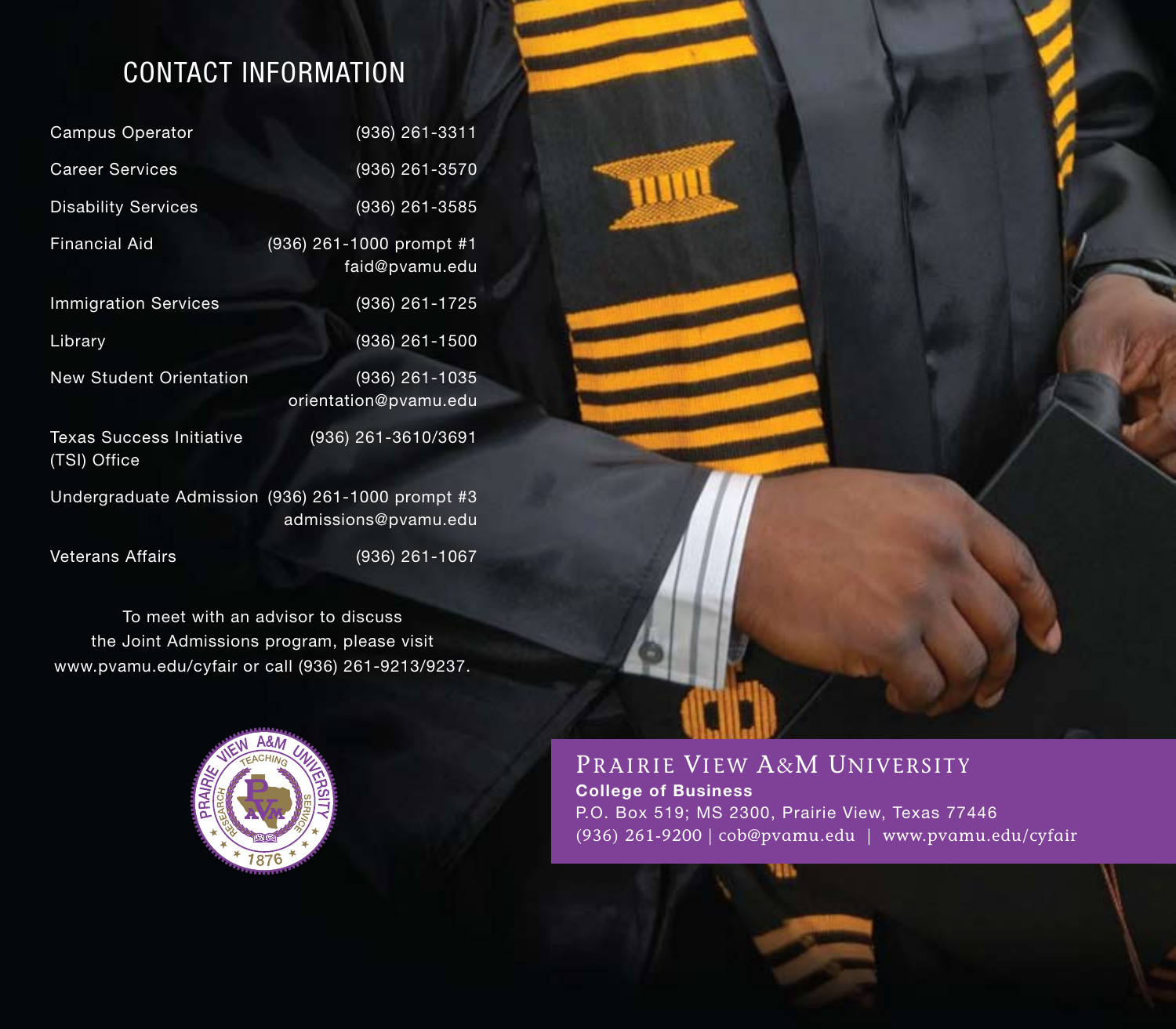# CONTACT INFORMATION

| | |
|---|---|
| Campus Operator | (936) 261-3311 |
| Career Services | (936) 261-3570 |
| Disability Services | (936) 261-3585 |
| Financial Aid | (936) 261-1000 prompt #1<br>faid@pvamu.edu |
| Immigration Services | (936) 261-1725 |
| Library | (936) 261-1500 |
| New Student Orientation | (936) 261-1035<br>orientation@pvamu.edu |
| Texas Success Initiative (TSI) Office | (936) 261-3610/3691 |
| Undergraduate Admission | (936) 261-1000 prompt #3<br>admissions@pvamu.edu |
| Veterans Affairs | (936) 261-1067 |

To meet with an advisor to discuss the Joint Admissions program, please visit www.pvamu.edu/cyfair or call (936) 261-9213/9237.

PRAIRIE VIEW A&M UNIVERSITY

**College of Business**

P.O. Box 519; MS 2300, Prairie View, Texas 77446

(936) 261-9200 | cob@pvamu.edu | www.pvamu.edu/cyfair